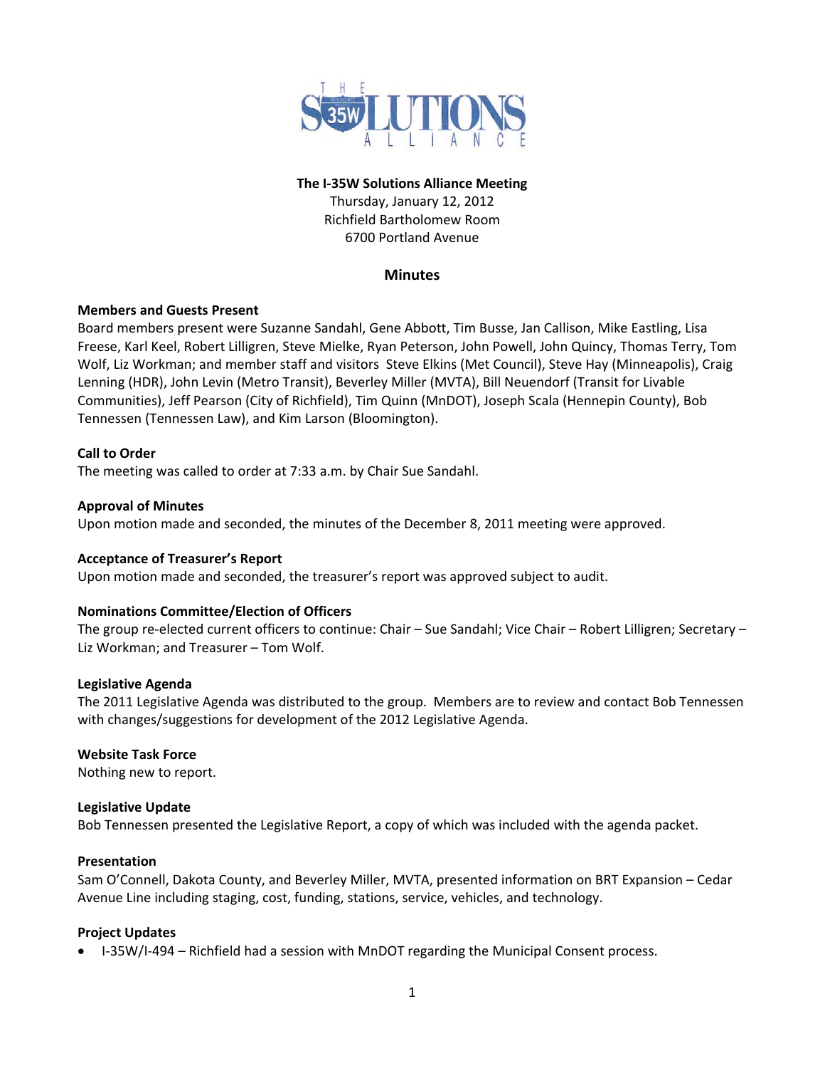**The I-35W Solutions Alliance Meeting**
Thursday, January 12, 2012
Richfield Bartholomew Room
6700 Portland Avenue

## Minutes

**Members and Guests Present**
Board members present were Suzanne Sandahl, Gene Abbott, Tim Busse, Jan Callison, Mike Eastling, Lisa Freese, Karl Keel, Robert Lilligren, Steve Mielke, Ryan Peterson, John Powell, John Quincy, Thomas Terry, Tom Wolf, Liz Workman; and member staff and visitors Steve Elkins (Met Council), Steve Hay (Minneapolis), Craig Lenning (HDR), John Levin (Metro Transit), Beverley Miller (MVTA), Bill Neuendorf (Transit for Livable Communities), Jeff Pearson (City of Richfield), Tim Quinn (MnDOT), Joseph Scala (Hennepin County), Bob Tennessen (Tennessen Law), and Kim Larson (Bloomington).

**Call to Order**
The meeting was called to order at 7:33 a.m. by Chair Sue Sandahl.

**Approval of Minutes**
Upon motion made and seconded, the minutes of the December 8, 2011 meeting were approved.

**Acceptance of Treasurer's Report**
Upon motion made and seconded, the treasurer's report was approved subject to audit.

**Nominations Committee/Election of Officers**
The group re-elected current officers to continue: Chair – Sue Sandahl; Vice Chair – Robert Lilligren; Secretary – Liz Workman; and Treasurer – Tom Wolf.

**Legislative Agenda**
The 2011 Legislative Agenda was distributed to the group. Members are to review and contact Bob Tennessen with changes/suggestions for development of the 2012 Legislative Agenda.

**Website Task Force**
Nothing new to report.

**Legislative Update**
Bob Tennessen presented the Legislative Report, a copy of which was included with the agenda packet.

**Presentation**
Sam O'Connell, Dakota County, and Beverley Miller, MVTA, presented information on BRT Expansion – Cedar Avenue Line including staging, cost, funding, stations, service, vehicles, and technology.

**Project Updates**

- I-35W/I-494 – Richfield had a session with MnDOT regarding the Municipal Consent process.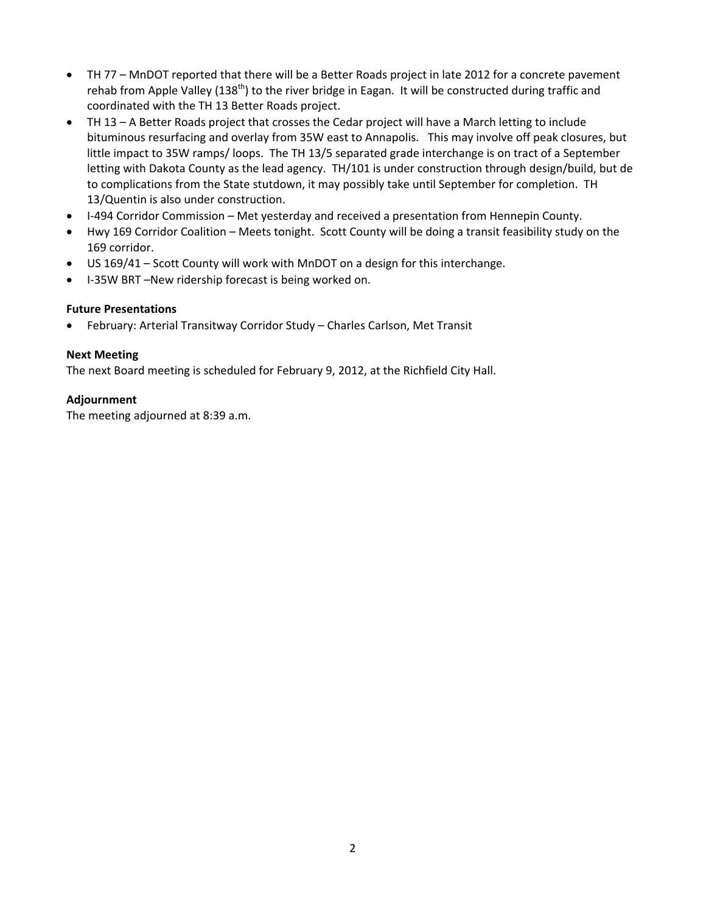- TH 77 – MnDOT reported that there will be a Better Roads project in late 2012 for a concrete pavement rehab from Apple Valley (138[th]) to the river bridge in Eagan. It will be constructed during traffic and coordinated with the TH 13 Better Roads project.
- TH 13 – A Better Roads project that crosses the Cedar project will have a March letting to include bituminous resurfacing and overlay from 35W east to Annapolis. This may involve off peak closures, but little impact to 35W ramps/ loops. The TH 13/5 separated grade interchange is on tract of a September letting with Dakota County as the lead agency. TH/101 is under construction through design/build, but de to complications from the State stutdown, it may possibly take until September for completion. TH 13/Quentin is also under construction.
- I-494 Corridor Commission – Met yesterday and received a presentation from Hennepin County.
- Hwy 169 Corridor Coalition – Meets tonight. Scott County will be doing a transit feasibility study on the 169 corridor.
- US 169/41 – Scott County will work with MnDOT on a design for this interchange.
- I-35W BRT –New ridership forecast is being worked on.

**Future Presentations**

- February: Arterial Transitway Corridor Study – Charles Carlson, Met Transit

**Next Meeting**

The next Board meeting is scheduled for February 9, 2012, at the Richfield City Hall.

**Adjournment**

The meeting adjourned at 8:39 a.m.